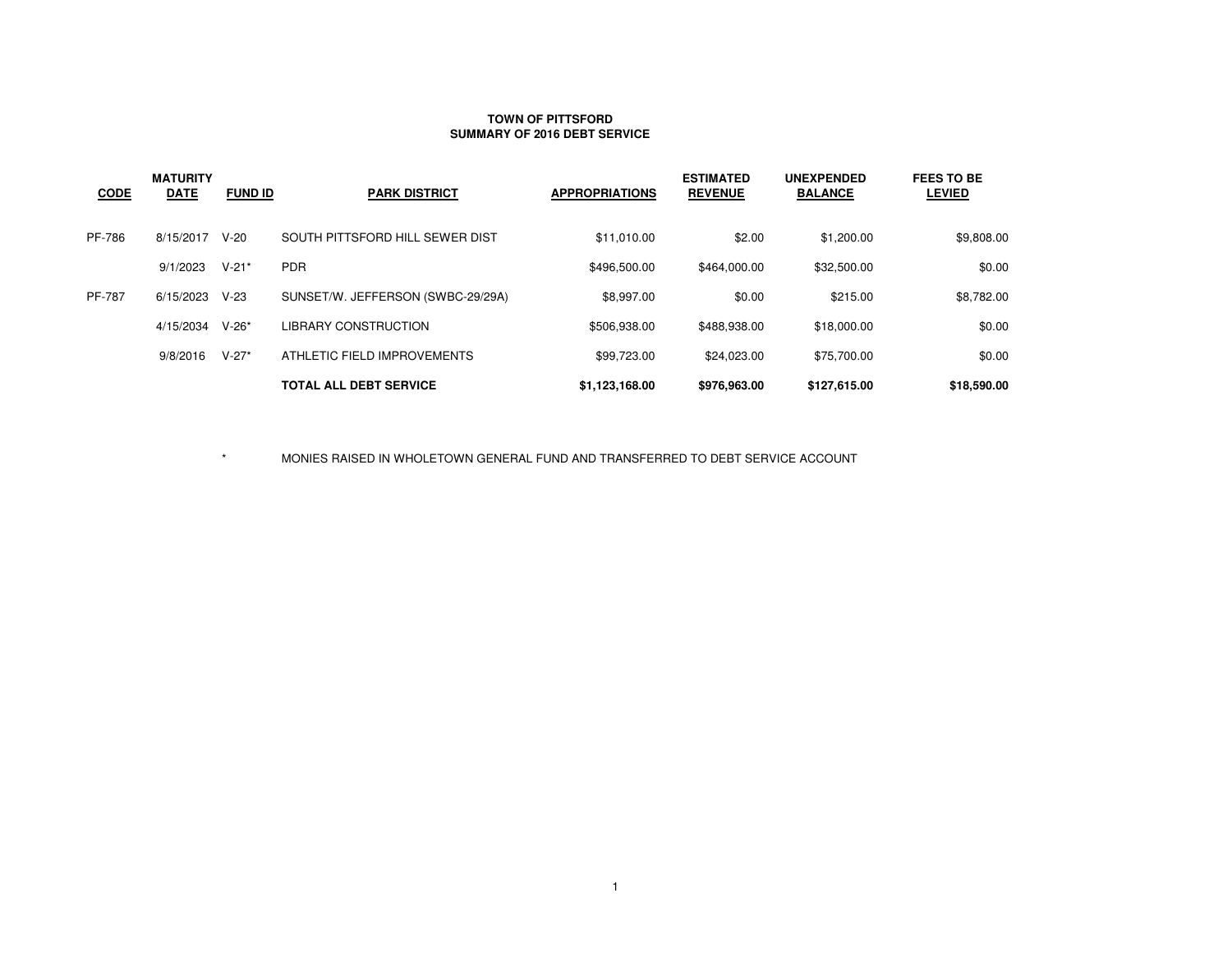**TOWN OF PITTSFORD**
**SUMMARY OF 2016 DEBT SERVICE**

| CODE | MATURITY DATE | FUND ID | PARK DISTRICT | APPROPRIATIONS | ESTIMATED REVENUE | UNEXPENDED BALANCE | FEES TO BE LEVIED |
|---|---|---|---|---|---|---|---|
| PF-786 | 8/15/2017 | V-20 | SOUTH PITTSFORD HILL SEWER DIST | $11,010.00 | $2.00 | $1,200.00 | $9,808.00 |
| | 9/1/2023 | V-21* | PDR | $496,500.00 | $464,000.00 | $32,500.00 | $0.00 |
| PF-787 | 6/15/2023 | V-23 | SUNSET/W. JEFFERSON (SWBC-29/29A) | $8,997.00 | $0.00 | $215.00 | $8,782.00 |
| | 4/15/2034 | V-26* | LIBRARY CONSTRUCTION | $506,938.00 | $488,938.00 | $18,000.00 | $0.00 |
| | 9/8/2016 | V-27* | ATHLETIC FIELD IMPROVEMENTS | $99,723.00 | $24,023.00 | $75,700.00 | $0.00 |
| | | | **TOTAL ALL DEBT SERVICE** | **$1,123,168.00** | **$976,963.00** | **$127,615.00** | **$18,590.00** |

* MONIES RAISED IN WHOLETOWN GENERAL FUND AND TRANSFERRED TO DEBT SERVICE ACCOUNT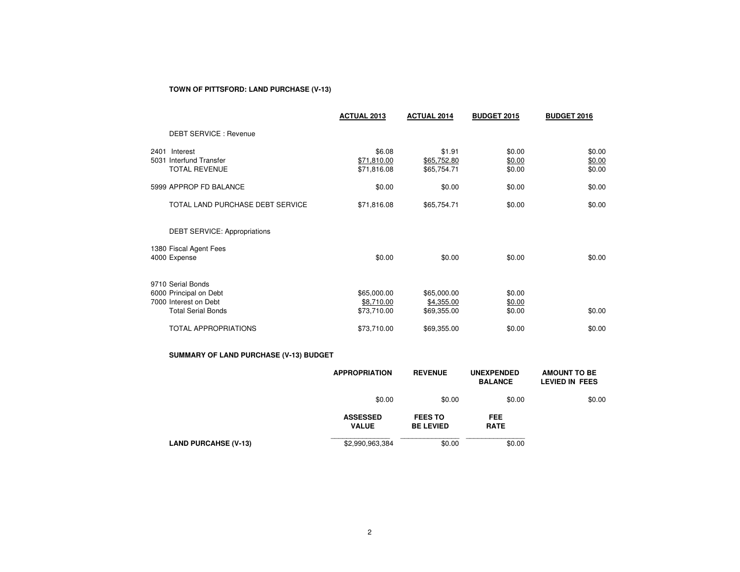**TOWN OF PITTSFORD: LAND PURCHASE (V-13)**

| | ACTUAL 2013 | ACTUAL 2014 | BUDGET 2015 | BUDGET 2016 |
|---|---|---|---|---|
| DEBT SERVICE : Revenue | | | | |
| 2401 Interest | $6.08 | $1.91 | $0.00 | $0.00 |
| 5031 Interfund Transfer | $71,810.00 | $65,752.80 | $0.00 | $0.00 |
| TOTAL REVENUE | $71,816.08 | $65,754.71 | $0.00 | $0.00 |
| 5999 APPROP FD BALANCE | $0.00 | $0.00 | $0.00 | $0.00 |
| TOTAL LAND PURCHASE DEBT SERVICE | $71,816.08 | $65,754.71 | $0.00 | $0.00 |
| DEBT SERVICE: Appropriations | | | | |
| 1380 Fiscal Agent Fees | | | | |
| 4000 Expense | $0.00 | $0.00 | $0.00 | $0.00 |
| 9710 Serial Bonds | | | | |
| 6000 Principal on Debt | $65,000.00 | $65,000.00 | $0.00 | |
| 7000 Interest on Debt | $8,710.00 | $4,355.00 | $0.00 | |
| Total Serial Bonds | $73,710.00 | $69,355.00 | $0.00 | $0.00 |
| TOTAL APPROPRIATIONS | $73,710.00 | $69,355.00 | $0.00 | $0.00 |

**SUMMARY OF LAND PURCHASE (V-13) BUDGET**

| | APPROPRIATION | REVENUE | UNEXPENDED BALANCE | AMOUNT TO BE LEVIED IN FEES |
|---|---|---|---|---|
| | $0.00 | $0.00 | $0.00 | $0.00 |

| | ASSESSED VALUE | FEES TO BE LEVIED | FEE RATE |
|---|---|---|---|
| **LAND PURCAHSE (V-13)** | $2,990,963,384 | $0.00 | $0.00 |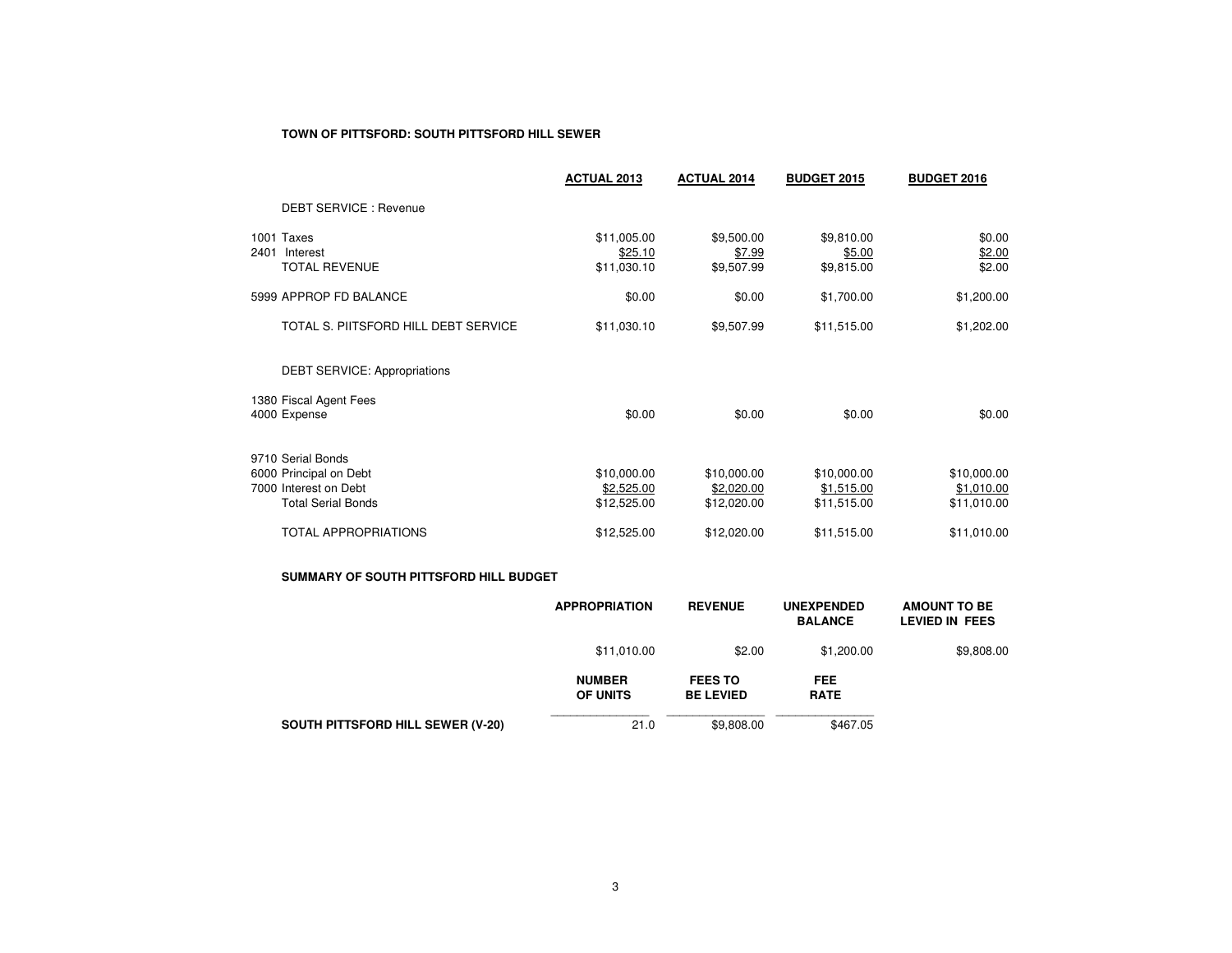**TOWN OF PITTSFORD: SOUTH PITTSFORD HILL SEWER**

| | ACTUAL 2013 | ACTUAL 2014 | BUDGET 2015 | BUDGET 2016 |
|---|---|---|---|---|
| DEBT SERVICE : Revenue | | | | |
| 1001 Taxes | $11,005.00 | $9,500.00 | $9,810.00 | $0.00 |
| 2401 Interest | $25.10 | $7.99 | $5.00 | $2.00 |
| TOTAL REVENUE | $11,030.10 | $9,507.99 | $9,815.00 | $2.00 |
| 5999 APPROP FD BALANCE | $0.00 | $0.00 | $1,700.00 | $1,200.00 |
| TOTAL S. PIITSFORD HILL DEBT SERVICE | $11,030.10 | $9,507.99 | $11,515.00 | $1,202.00 |
| DEBT SERVICE: Appropriations | | | | |
| 1380 Fiscal Agent Fees | | | | |
| 4000 Expense | $0.00 | $0.00 | $0.00 | $0.00 |
| 9710 Serial Bonds | | | | |
| 6000 Principal on Debt | $10,000.00 | $10,000.00 | $10,000.00 | $10,000.00 |
| 7000 Interest on Debt | $2,525.00 | $2,020.00 | $1,515.00 | $1,010.00 |
| Total Serial Bonds | $12,525.00 | $12,020.00 | $11,515.00 | $11,010.00 |
| TOTAL APPROPRIATIONS | $12,525.00 | $12,020.00 | $11,515.00 | $11,010.00 |

**SUMMARY OF SOUTH PITTSFORD HILL BUDGET**

| | APPROPRIATION | REVENUE | UNEXPENDED BALANCE | AMOUNT TO BE LEVIED IN FEES |
|---|---|---|---|---|
| | $11,010.00 | $2.00 | $1,200.00 | $9,808.00 |

| | NUMBER OF UNITS | FEES TO BE LEVIED | FEE RATE |
|---|---|---|---|
| **SOUTH PITTSFORD HILL SEWER (V-20)** | 21.0 | $9,808.00 | $467.05 |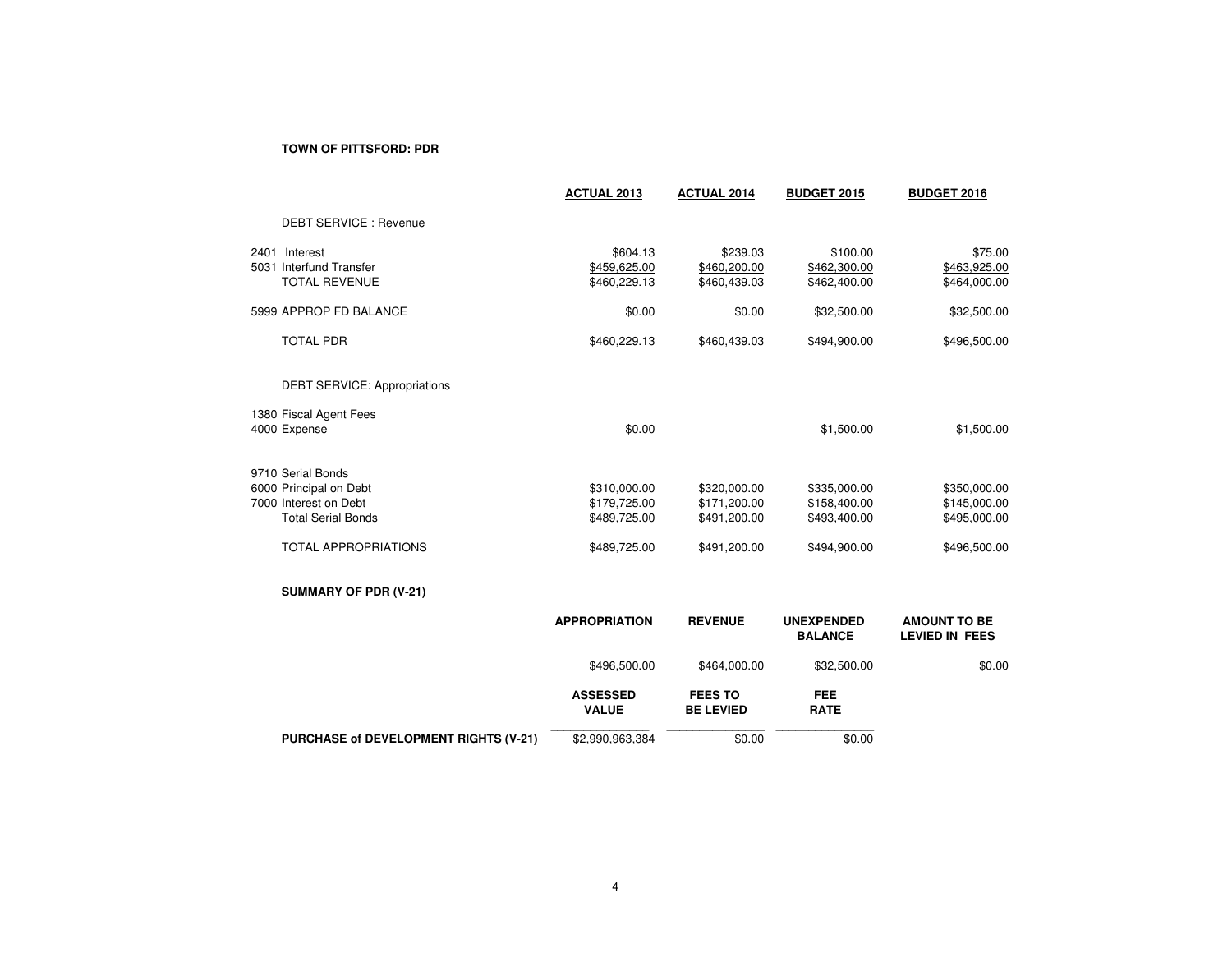**TOWN OF PITTSFORD: PDR**

| | ACTUAL 2013 | ACTUAL 2014 | BUDGET 2015 | BUDGET 2016 |
|---|---|---|---|---|
| DEBT SERVICE : Revenue | | | | |
| 2401 Interest | $604.13 | $239.03 | $100.00 | $75.00 |
| 5031 Interfund Transfer | $459,625.00 | $460,200.00 | $462,300.00 | $463,925.00 |
| TOTAL REVENUE | $460,229.13 | $460,439.03 | $462,400.00 | $464,000.00 |
| 5999 APPROP FD BALANCE | $0.00 | $0.00 | $32,500.00 | $32,500.00 |
| TOTAL PDR | $460,229.13 | $460,439.03 | $494,900.00 | $496,500.00 |
| DEBT SERVICE: Appropriations | | | | |
| 1380 Fiscal Agent Fees | | | | |
| 4000 Expense | $0.00 | | $1,500.00 | $1,500.00 |
| 9710 Serial Bonds | | | | |
| 6000 Principal on Debt | $310,000.00 | $320,000.00 | $335,000.00 | $350,000.00 |
| 7000 Interest on Debt | $179,725.00 | $171,200.00 | $158,400.00 | $145,000.00 |
| Total Serial Bonds | $489,725.00 | $491,200.00 | $493,400.00 | $495,000.00 |
| TOTAL APPROPRIATIONS | $489,725.00 | $491,200.00 | $494,900.00 | $496,500.00 |

**SUMMARY OF PDR (V-21)**

| APPROPRIATION | REVENUE | UNEXPENDED BALANCE | AMOUNT TO BE LEVIED IN FEES |
|---|---|---|---|
| $496,500.00 | $464,000.00 | $32,500.00 | $0.00 |

| | ASSESSED VALUE | FEES TO BE LEVIED | FEE RATE |
|---|---|---|---|
| **PURCHASE of DEVELOPMENT RIGHTS (V-21)** | $2,990,963,384 | $0.00 | $0.00 |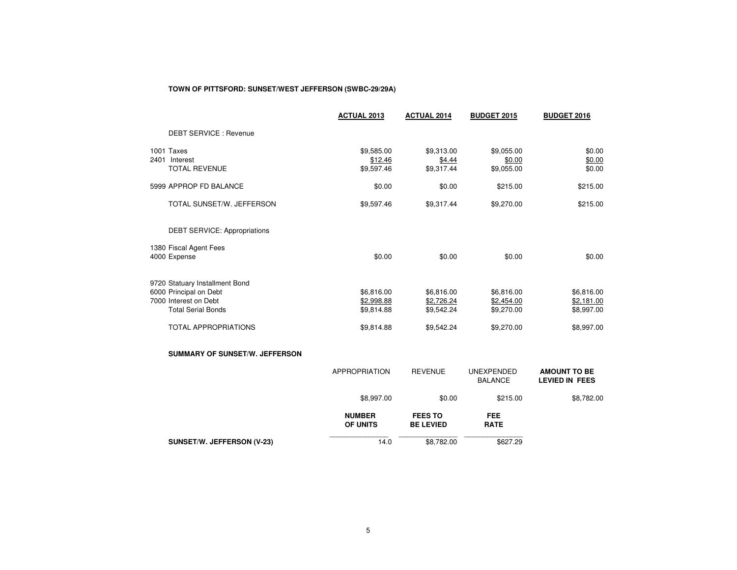**TOWN OF PITTSFORD: SUNSET/WEST JEFFERSON (SWBC-29/29A)**

| | **ACTUAL 2013** | **ACTUAL 2014** | **BUDGET 2015** | **BUDGET 2016** |
|---|---|---|---|---|
| DEBT SERVICE : Revenue | | | | |
| 1001 Taxes | $9,585.00 | $9,313.00 | $9,055.00 | $0.00 |
| 2401 Interest | $12.46 | $4.44 | $0.00 | $0.00 |
| TOTAL REVENUE | $9,597.46 | $9,317.44 | $9,055.00 | $0.00 |
| 5999 APPROP FD BALANCE | $0.00 | $0.00 | $215.00 | $215.00 |
| TOTAL SUNSET/W. JEFFERSON | $9,597.46 | $9,317.44 | $9,270.00 | $215.00 |
| DEBT SERVICE: Appropriations | | | | |
| 1380 Fiscal Agent Fees | | | | |
| 4000 Expense | $0.00 | $0.00 | $0.00 | $0.00 |
| 9720 Statuary Installment Bond | | | | |
| 6000 Principal on Debt | $6,816.00 | $6,816.00 | $6,816.00 | $6,816.00 |
| 7000 Interest on Debt | $2,998.88 | $2,726.24 | $2,454.00 | $2,181.00 |
| Total Serial Bonds | $9,814.88 | $9,542.24 | $9,270.00 | $8,997.00 |
| TOTAL APPROPRIATIONS | $9,814.88 | $9,542.24 | $9,270.00 | $8,997.00 |

**SUMMARY OF SUNSET/W. JEFFERSON**

| APPROPRIATION | REVENUE | UNEXPENDED BALANCE | **AMOUNT TO BE LEVIED IN FEES** |
|---|---|---|---|
| $8,997.00 | $0.00 | $215.00 | $8,782.00 |

| | **NUMBER OF UNITS** | **FEES TO BE LEVIED** | **FEE RATE** |
|---|---|---|---|
| **SUNSET/W. JEFFERSON (V-23)** | 14.0 | $8,782.00 | $627.29 |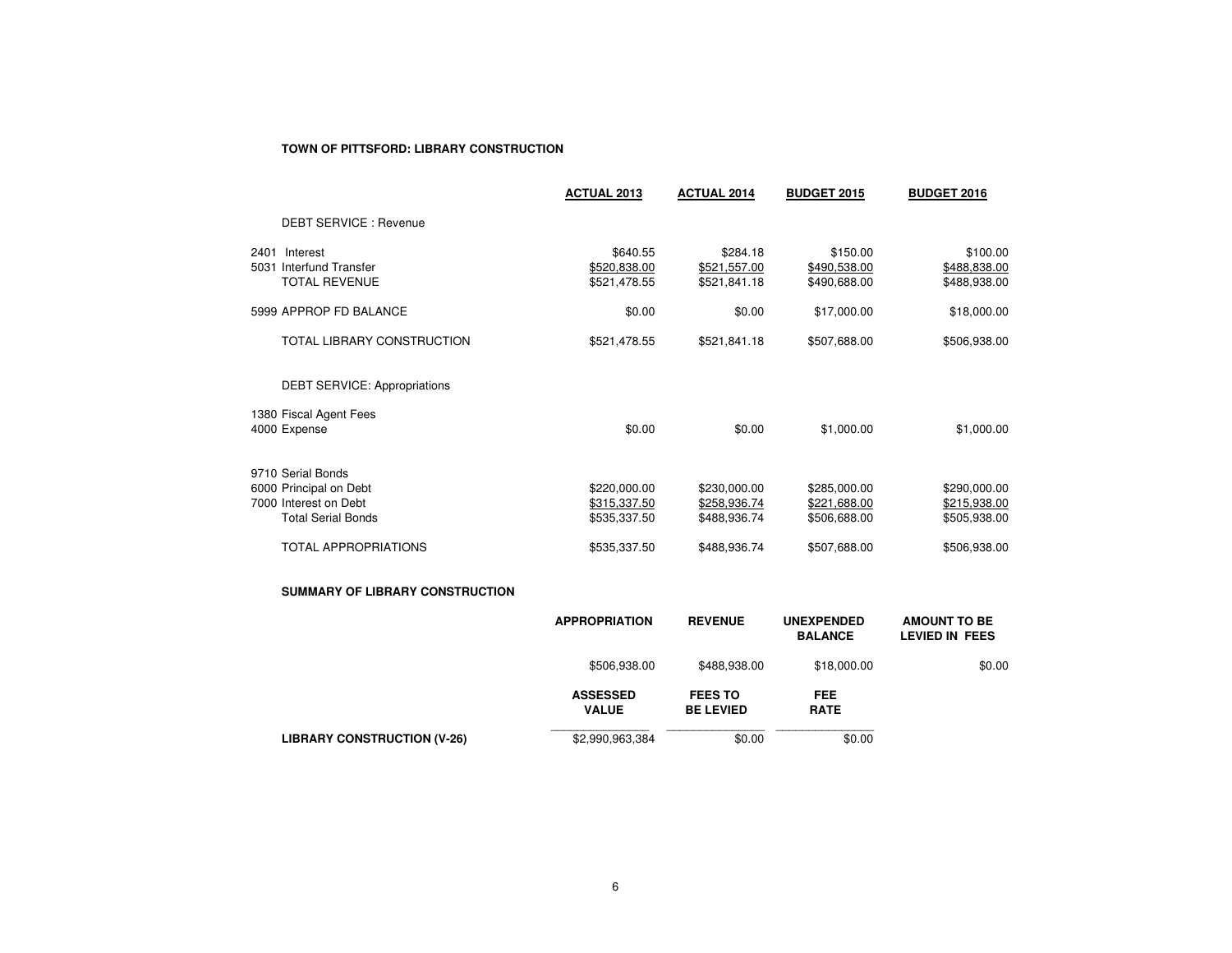**TOWN OF PITTSFORD: LIBRARY CONSTRUCTION**

| | ACTUAL 2013 | ACTUAL 2014 | BUDGET 2015 | BUDGET 2016 |
|---|---|---|---|---|
| DEBT SERVICE : Revenue | | | | |
| 2401 Interest | $640.55 | $284.18 | $150.00 | $100.00 |
| 5031 Interfund Transfer | $520,838.00 | $521,557.00 | $490,538.00 | $488,838.00 |
| TOTAL REVENUE | $521,478.55 | $521,841.18 | $490,688.00 | $488,938.00 |
| 5999 APPROP FD BALANCE | $0.00 | $0.00 | $17,000.00 | $18,000.00 |
| TOTAL LIBRARY CONSTRUCTION | $521,478.55 | $521,841.18 | $507,688.00 | $506,938.00 |
| DEBT SERVICE: Appropriations | | | | |
| 1380 Fiscal Agent Fees | | | | |
| 4000 Expense | $0.00 | $0.00 | $1,000.00 | $1,000.00 |
| 9710 Serial Bonds | | | | |
| 6000 Principal on Debt | $220,000.00 | $230,000.00 | $285,000.00 | $290,000.00 |
| 7000 Interest on Debt | $315,337.50 | $258,936.74 | $221,688.00 | $215,938.00 |
| Total Serial Bonds | $535,337.50 | $488,936.74 | $506,688.00 | $505,938.00 |
| TOTAL APPROPRIATIONS | $535,337.50 | $488,936.74 | $507,688.00 | $506,938.00 |

**SUMMARY OF LIBRARY CONSTRUCTION**

| | APPROPRIATION | REVENUE | UNEXPENDED BALANCE | AMOUNT TO BE LEVIED IN FEES |
|---|---|---|---|---|
| | $506,938.00 | $488,938.00 | $18,000.00 | $0.00 |
| | **ASSESSED VALUE** | **FEES TO BE LEVIED** | **FEE RATE** | |
| **LIBRARY CONSTRUCTION (V-26)** | $2,990,963,384 | $0.00 | $0.00 | |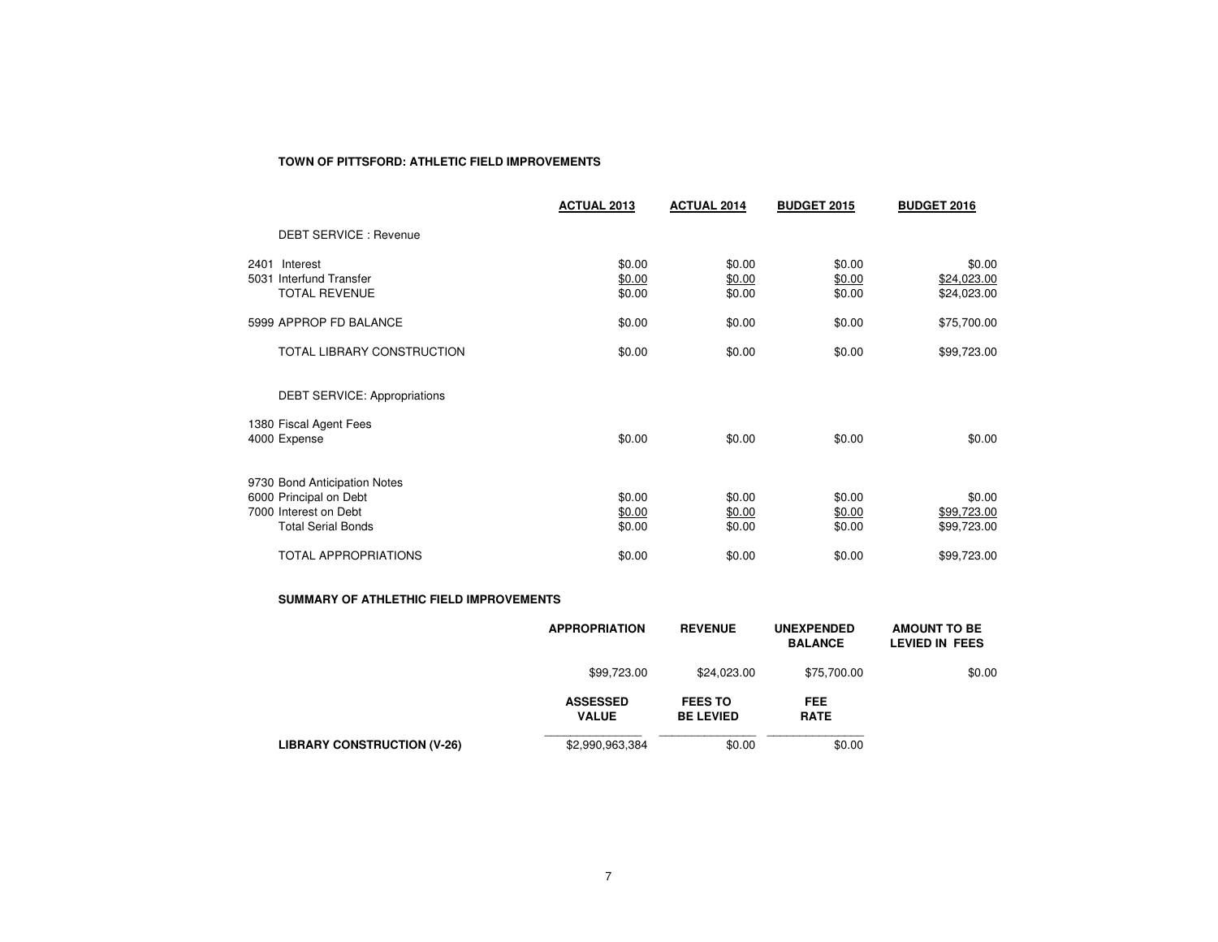**TOWN OF PITTSFORD: ATHLETIC FIELD IMPROVEMENTS**

| | ACTUAL 2013 | ACTUAL 2014 | BUDGET 2015 | BUDGET 2016 |
|---|---|---|---|---|
| DEBT SERVICE : Revenue | | | | |
| 2401 Interest | $0.00 | $0.00 | $0.00 | $0.00 |
| 5031 Interfund Transfer | $0.00 | $0.00 | $0.00 | $24,023.00 |
| TOTAL REVENUE | $0.00 | $0.00 | $0.00 | $24,023.00 |
| 5999 APPROP FD BALANCE | $0.00 | $0.00 | $0.00 | $75,700.00 |
| TOTAL LIBRARY CONSTRUCTION | $0.00 | $0.00 | $0.00 | $99,723.00 |
| DEBT SERVICE: Appropriations | | | | |
| 1380 Fiscal Agent Fees | | | | |
| 4000 Expense | $0.00 | $0.00 | $0.00 | $0.00 |
| 9730 Bond Anticipation Notes | | | | |
| 6000 Principal on Debt | $0.00 | $0.00 | $0.00 | $0.00 |
| 7000 Interest on Debt | $0.00 | $0.00 | $0.00 | $99,723.00 |
| Total Serial Bonds | $0.00 | $0.00 | $0.00 | $99,723.00 |
| TOTAL APPROPRIATIONS | $0.00 | $0.00 | $0.00 | $99,723.00 |

**SUMMARY OF ATHLETHIC FIELD IMPROVEMENTS**

| | APPROPRIATION | REVENUE | UNEXPENDED BALANCE | AMOUNT TO BE LEVIED IN FEES |
|---|---|---|---|---|
| | $99,723.00 | $24,023.00 | $75,700.00 | $0.00 |
| | **ASSESSED VALUE** | **FEES TO BE LEVIED** | **FEE RATE** | |
| **LIBRARY CONSTRUCTION (V-26)** | $2,990,963,384 | $0.00 | $0.00 | |